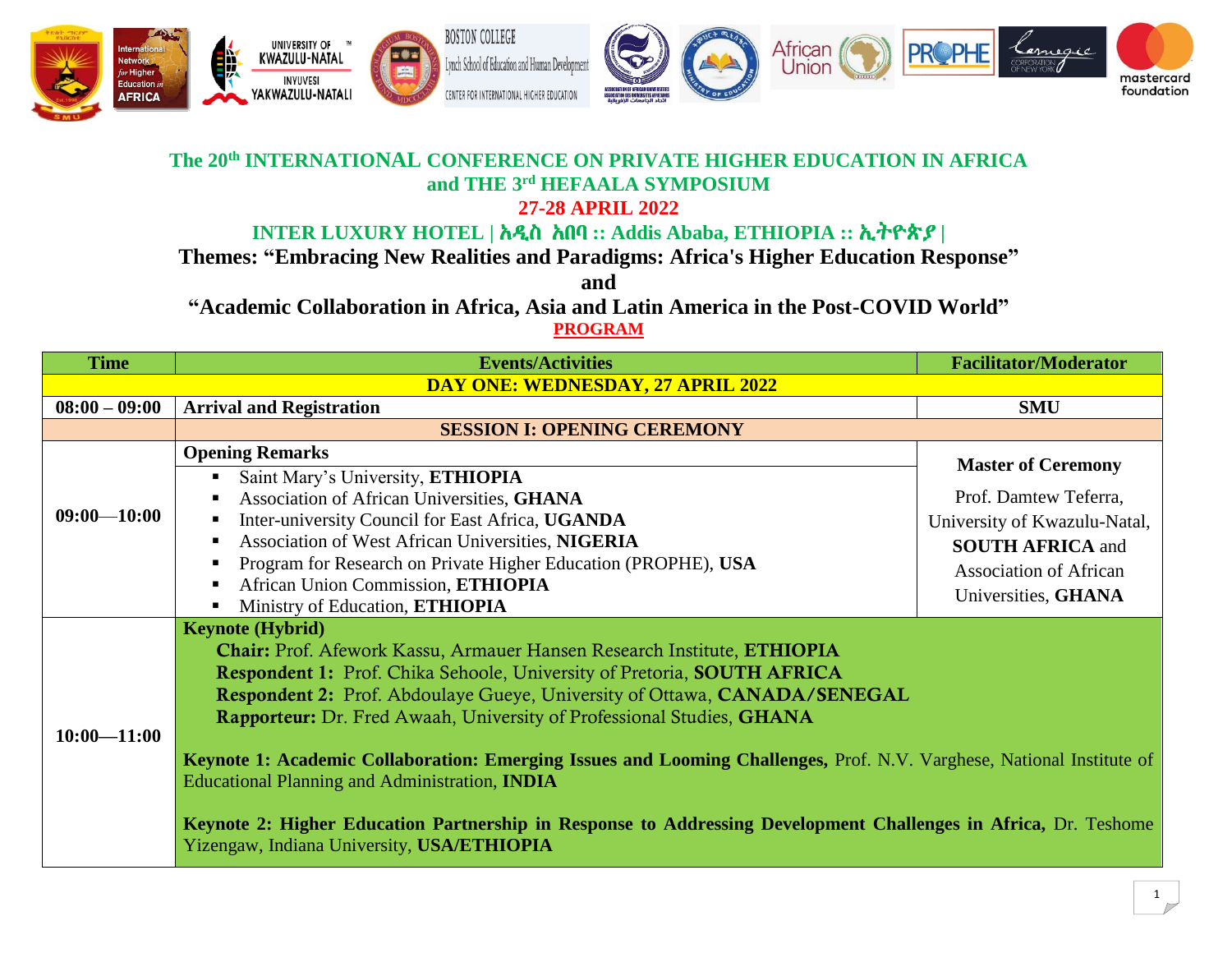# The 20th INTERNATIONAL CONFERENCE ON PRIVATE HIGHER EDUCATION IN AFRICA and THE 3rd HEFAALA SYMPOSIUM

**27-28 APRIL 2022**

**INTER LUXURY HOTEL | አዲስ አበባ :: Addis Ababa, ETHIOPIA :: ኢትዮጵያ |**

**Themes: "Embracing New Realities and Paradigms: Africa's Higher Education Response"**

**and**

**"Academic Collaboration in Africa, Asia and Latin America in the Post-COVID World"**

**PROGRAM**

| Time | Events/Activities | Facilitator/Moderator |
|---|---|---|
| **DAY ONE: WEDNESDAY, 27 APRIL 2022** | | |
| **08:00 – 09:00** | **Arrival and Registration** | **SMU** |
| | **SESSION I: OPENING CEREMONY** | |
| **09:00—10:00** | **Opening Remarks**<br>▪ Saint Mary's University, **ETHIOPIA**<br>▪ Association of African Universities, **GHANA**<br>▪ Inter-university Council for East Africa, **UGANDA**<br>▪ Association of West African Universities, **NIGERIA**<br>▪ Program for Research on Private Higher Education (PROPHE), **USA**<br>▪ African Union Commission, **ETHIOPIA**<br>▪ Ministry of Education, **ETHIOPIA** | **Master of Ceremony**<br>Prof. Damtew Teferra, University of Kwazulu-Natal, **SOUTH AFRICA** and Association of African Universities, **GHANA** |
| **10:00—11:00** | **Keynote (Hybrid)**<br>**Chair:** Prof. Afework Kassu, Armauer Hansen Research Institute, **ETHIOPIA**<br>**Respondent 1:** Prof. Chika Sehoole, University of Pretoria, **SOUTH AFRICA**<br>**Respondent 2:** Prof. Abdoulaye Gueye, University of Ottawa, **CANADA/SENEGAL**<br>**Rapporteur:** Dr. Fred Awaah, University of Professional Studies, **GHANA**<br><br>**Keynote 1: Academic Collaboration: Emerging Issues and Looming Challenges,** Prof. N.V. Varghese, National Institute of Educational Planning and Administration, **INDIA**<br><br>**Keynote 2: Higher Education Partnership in Response to Addressing Development Challenges in Africa,** Dr. Teshome Yizengaw, Indiana University, **USA/ETHIOPIA** | |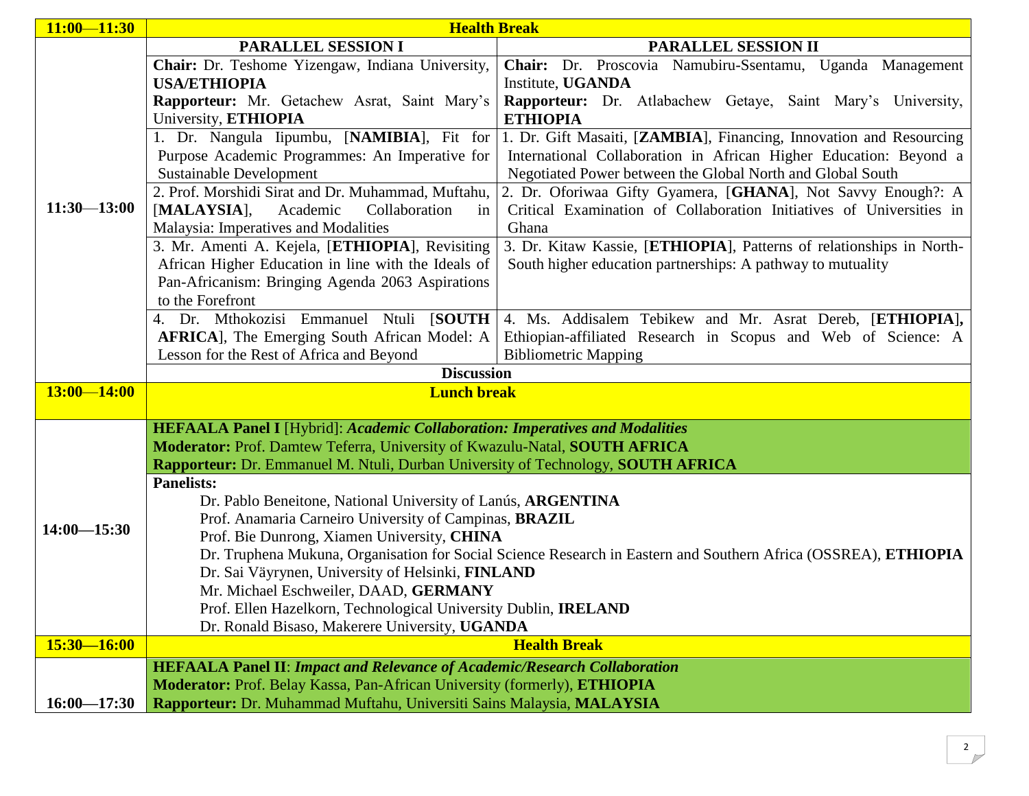| Time | Parallel Session I | Parallel Session II |
|---|---|---|
| **11:00—11:30** | **Health Break** | |
| **11:30—13:00** | **PARALLEL SESSION I** | **PARALLEL SESSION II** |
| | **Chair:** Dr. Teshome Yizengaw, Indiana University, **USA/ETHIOPIA**<br>**Rapporteur:** Mr. Getachew Asrat, Saint Mary's University, **ETHIOPIA** | **Chair:** Dr. Proscovia Namubiru-Ssentamu, Uganda Management Institute, **UGANDA**<br>**Rapporteur:** Dr. Atlabachew Getaye, Saint Mary's University, **ETHIOPIA** |
| | 1. Dr. Nangula Iipumbu, [**NAMIBIA**], Fit for Purpose Academic Programmes: An Imperative for Sustainable Development | 1. Dr. Gift Masaiti, [**ZAMBIA**], Financing, Innovation and Resourcing International Collaboration in African Higher Education: Beyond a Negotiated Power between the Global North and Global South |
| | 2. Prof. Morshidi Sirat and Dr. Muhammad, Muftahu, [**MALAYSIA**], Academic Collaboration in Malaysia: Imperatives and Modalities | 2. Dr. Oforiwaa Gifty Gyamera, [**GHANA**], Not Savvy Enough?: A Critical Examination of Collaboration Initiatives of Universities in Ghana |
| | 3. Mr. Amenti A. Kejela, [**ETHIOPIA**], Revisiting African Higher Education in line with the Ideals of Pan-Africanism: Bringing Agenda 2063 Aspirations to the Forefront | 3. Dr. Kitaw Kassie, [**ETHIOPIA**], Patterns of relationships in North-South higher education partnerships: A pathway to mutuality |
| | 4. Dr. Mthokozisi Emmanuel Ntuli [**SOUTH AFRICA**], The Emerging South African Model: A Lesson for the Rest of Africa and Beyond | 4. Ms. Addisalem Tebikew and Mr. Asrat Dereb, [**ETHIOPIA**], Ethiopian-affiliated Research in Scopus and Web of Science: A Bibliometric Mapping |
| | **Discussion** | |
| **13:00—14:00** | **Lunch break** | |
| **14:00—15:30** | **HEFAALA Panel I** [Hybrid]: ***Academic Collaboration: Imperatives and Modalities***<br>**Moderator:** Prof. Damtew Teferra, University of Kwazulu-Natal, **SOUTH AFRICA**<br>**Rapporteur:** Dr. Emmanuel M. Ntuli, Durban University of Technology, **SOUTH AFRICA** | |
| | **Panelists:**<br>Dr. Pablo Beneitone, National University of Lanús, **ARGENTINA**<br>Prof. Anamaria Carneiro University of Campinas, **BRAZIL**<br>Prof. Bie Dunrong, Xiamen University, **CHINA**<br>Dr. Truphena Mukuna, Organisation for Social Science Research in Eastern and Southern Africa (OSSREA), **ETHIOPIA**<br>Dr. Sai Väyrynen, University of Helsinki, **FINLAND**<br>Mr. Michael Eschweiler, DAAD, **GERMANY**<br>Prof. Ellen Hazelkorn, Technological University Dublin, **IRELAND**<br>Dr. Ronald Bisaso, Makerere University, **UGANDA** | |
| **15:30—16:00** | **Health Break** | |
| **16:00—17:30** | **HEFAALA Panel II**: ***Impact and Relevance of Academic/Research Collaboration***<br>**Moderator:** Prof. Belay Kassa, Pan-African University (formerly), **ETHIOPIA**<br>**Rapporteur:** Dr. Muhammad Muftahu, Universiti Sains Malaysia, **MALAYSIA** | |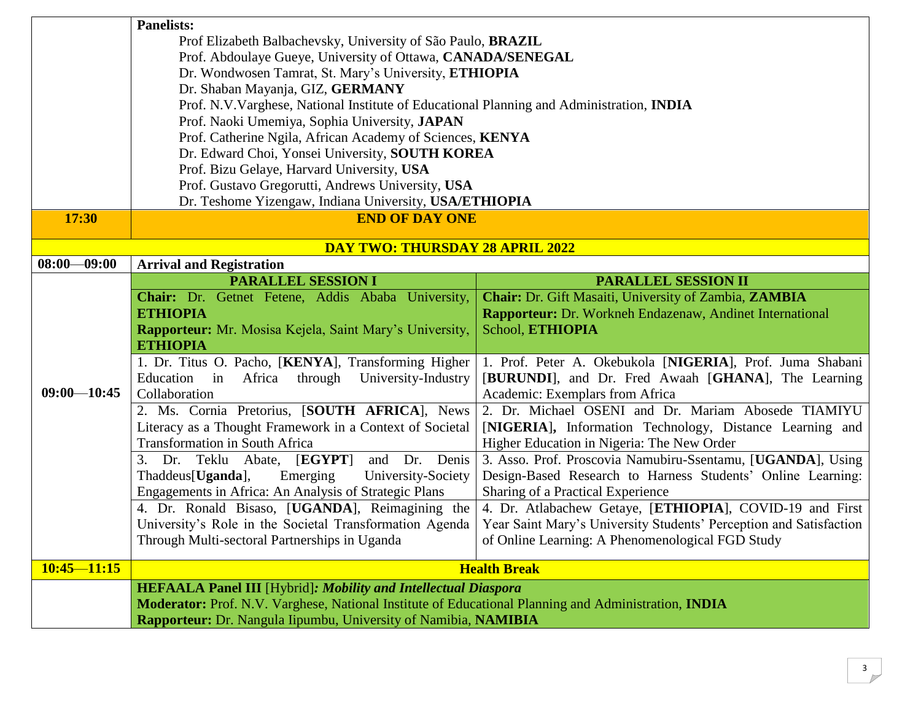| | |
|---|---|
| | **Panelists:**<br>Prof Elizabeth Balbachevsky, University of São Paulo, **BRAZIL**<br>Prof. Abdoulaye Gueye, University of Ottawa, **CANADA/SENEGAL**<br>Dr. Wondwosen Tamrat, St. Mary's University, **ETHIOPIA**<br>Dr. Shaban Mayanja, GIZ, **GERMANY**<br>Prof. N.V.Varghese, National Institute of Educational Planning and Administration, **INDIA**<br>Prof. Naoki Umemiya, Sophia University, **JAPAN**<br>Prof. Catherine Ngila, African Academy of Sciences, **KENYA**<br>Dr. Edward Choi, Yonsei University, **SOUTH KOREA**<br>Prof. Bizu Gelaye, Harvard University, **USA**<br>Prof. Gustavo Gregorutti, Andrews University, **USA**<br>Dr. Teshome Yizengaw, Indiana University, **USA/ETHIOPIA** |
| **17:30** | **END OF DAY ONE** |

**DAY TWO: THURSDAY 28 APRIL 2022**

| | | |
|---|---|---|
| **08:00—09:00** | **Arrival and Registration** | |
| **09:00—10:45** | **PARALLEL SESSION I** | **PARALLEL SESSION II** |
| | **Chair:** Dr. Getnet Fetene, Addis Ababa University, **ETHIOPIA**<br>**Rapporteur:** Mr. Mosisa Kejela, Saint Mary's University, **ETHIOPIA** | **Chair:** Dr. Gift Masaiti, University of Zambia, **ZAMBIA**<br>**Rapporteur:** Dr. Workneh Endazenaw, Andinet International School, **ETHIOPIA** |
| | 1. Dr. Titus O. Pacho, [**KENYA**], Transforming Higher Education in Africa through University-Industry Collaboration | 1. Prof. Peter A. Okebukola [**NIGERIA**], Prof. Juma Shabani [**BURUNDI**], and Dr. Fred Awaah [**GHANA**], The Learning Academic: Exemplars from Africa |
| | 2. Ms. Cornia Pretorius, [**SOUTH AFRICA**], News Literacy as a Thought Framework in a Context of Societal Transformation in South Africa | 2. Dr. Michael OSENI and Dr. Mariam Abosede TIAMIYU [**NIGERIA**]**,** Information Technology, Distance Learning and Higher Education in Nigeria: The New Order |
| | 3. Dr. Teklu Abate, [**EGYPT**] and Dr. Denis Thaddeus[**Uganda**], Emerging University-Society Engagements in Africa: An Analysis of Strategic Plans | 3. Asso. Prof. Proscovia Namubiru-Ssentamu, [**UGANDA**], Using Design-Based Research to Harness Students' Online Learning: Sharing of a Practical Experience |
| | 4. Dr. Ronald Bisaso, [**UGANDA**], Reimagining the University's Role in the Societal Transformation Agenda Through Multi-sectoral Partnerships in Uganda | 4. Dr. Atlabachew Getaye, [**ETHIOPIA**], COVID-19 and First Year Saint Mary's University Students' Perception and Satisfaction of Online Learning: A Phenomenological FGD Study |
| **10:45—11:15** | **Health Break** | |
| | **HEFAALA Panel III** [Hybrid]***: Mobility and Intellectual Diaspora***<br>**Moderator:** Prof. N.V. Varghese, National Institute of Educational Planning and Administration, **INDIA**<br>**Rapporteur:** Dr. Nangula Iipumbu, University of Namibia, **NAMIBIA** | |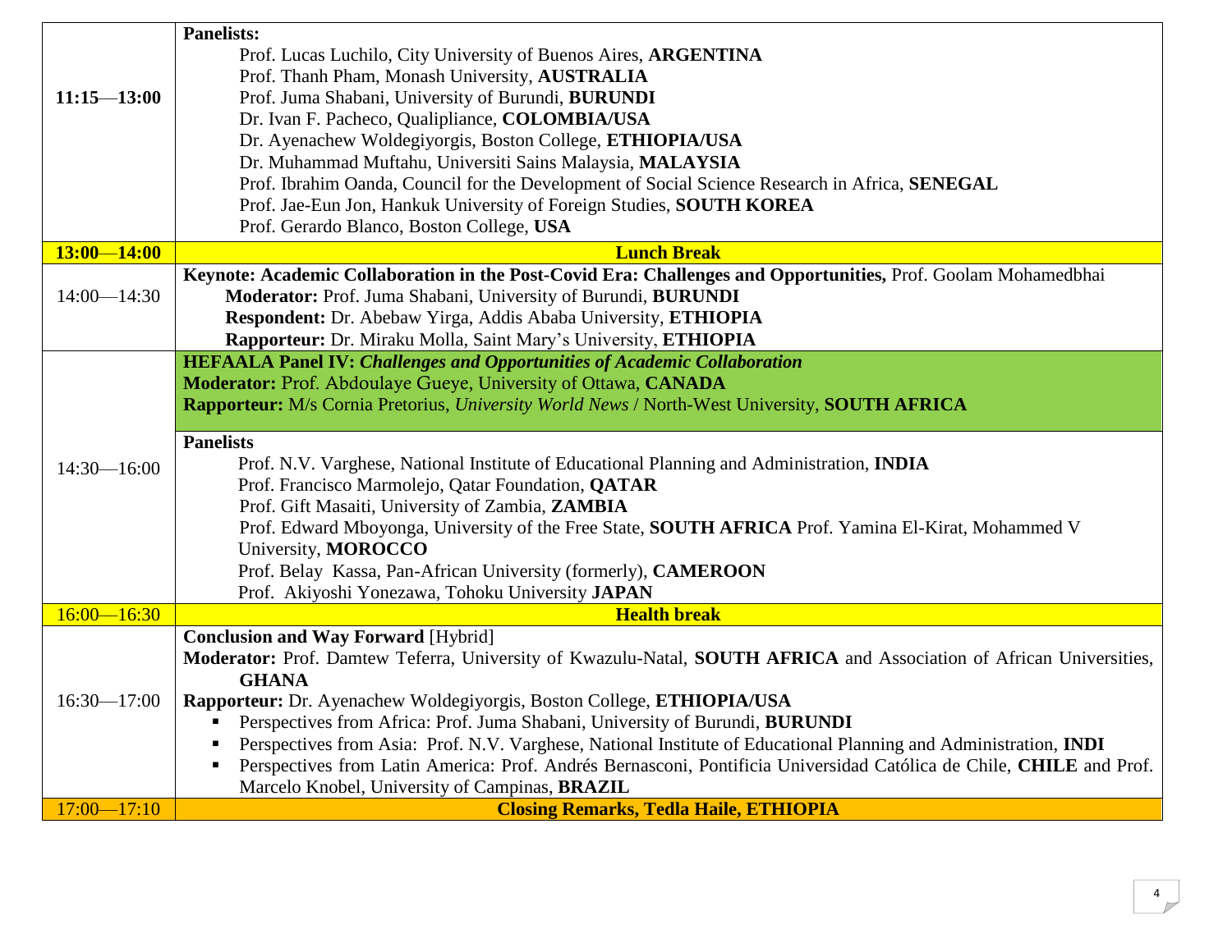| | |
|---|---|
| **11:15—13:00** | **Panelists:**<br>Prof. Lucas Luchilo, City University of Buenos Aires, **ARGENTINA**<br>Prof. Thanh Pham, Monash University, **AUSTRALIA**<br>Prof. Juma Shabani, University of Burundi, **BURUNDI**<br>Dr. Ivan F. Pacheco, Qualipliance, **COLOMBIA/USA**<br>Dr. Ayenachew Woldegiyorgis, Boston College, **ETHIOPIA/USA**<br>Dr. Muhammad Muftahu, Universiti Sains Malaysia, **MALAYSIA**<br>Prof. Ibrahim Oanda, Council for the Development of Social Science Research in Africa, **SENEGAL**<br>Prof. Jae-Eun Jon, Hankuk University of Foreign Studies, **SOUTH KOREA**<br>Prof. Gerardo Blanco, Boston College, **USA** |
| **13:00—14:00** | **Lunch Break** |
| 14:00—14:30 | **Keynote: Academic Collaboration in the Post-Covid Era: Challenges and Opportunities,** Prof. Goolam Mohamedbhai<br>**Moderator:** Prof. Juma Shabani, University of Burundi, **BURUNDI**<br>**Respondent:** Dr. Abebaw Yirga, Addis Ababa University, **ETHIOPIA**<br>**Rapporteur:** Dr. Miraku Molla, Saint Mary's University, **ETHIOPIA** |
| 14:30—16:00 | **HEFAALA Panel IV:** ***Challenges and Opportunities of Academic Collaboration***<br>**Moderator:** Prof. Abdoulaye Gueye, University of Ottawa, **CANADA**<br>**Rapporteur:** M/s Cornia Pretorius, *University World News* / North-West University, **SOUTH AFRICA**<br><br>**Panelists**<br>Prof. N.V. Varghese, National Institute of Educational Planning and Administration, **INDIA**<br>Prof. Francisco Marmolejo, Qatar Foundation, **QATAR**<br>Prof. Gift Masaiti, University of Zambia, **ZAMBIA**<br>Prof. Edward Mboyonga, University of the Free State, **SOUTH AFRICA** Prof. Yamina El-Kirat, Mohammed V University, **MOROCCO**<br>Prof. Belay Kassa, Pan-African University (formerly), **CAMEROON**<br>Prof. Akiyoshi Yonezawa, Tohoku University **JAPAN** |
| 16:00—16:30 | **Health break** |
| 16:30—17:00 | **Conclusion and Way Forward** [Hybrid]<br>**Moderator:** Prof. Damtew Teferra, University of Kwazulu-Natal, **SOUTH AFRICA** and Association of African Universities, **GHANA**<br>**Rapporteur:** Dr. Ayenachew Woldegiyorgis, Boston College, **ETHIOPIA/USA**<br>▪ Perspectives from Africa: Prof. Juma Shabani, University of Burundi, **BURUNDI**<br>▪ Perspectives from Asia: Prof. N.V. Varghese, National Institute of Educational Planning and Administration, **INDI**<br>▪ Perspectives from Latin America: Prof. Andrés Bernasconi, Pontificia Universidad Católica de Chile, **CHILE** and Prof. Marcelo Knobel, University of Campinas, **BRAZIL** |
| 17:00—17:10 | **Closing Remarks, Tedla Haile, ETHIOPIA** |